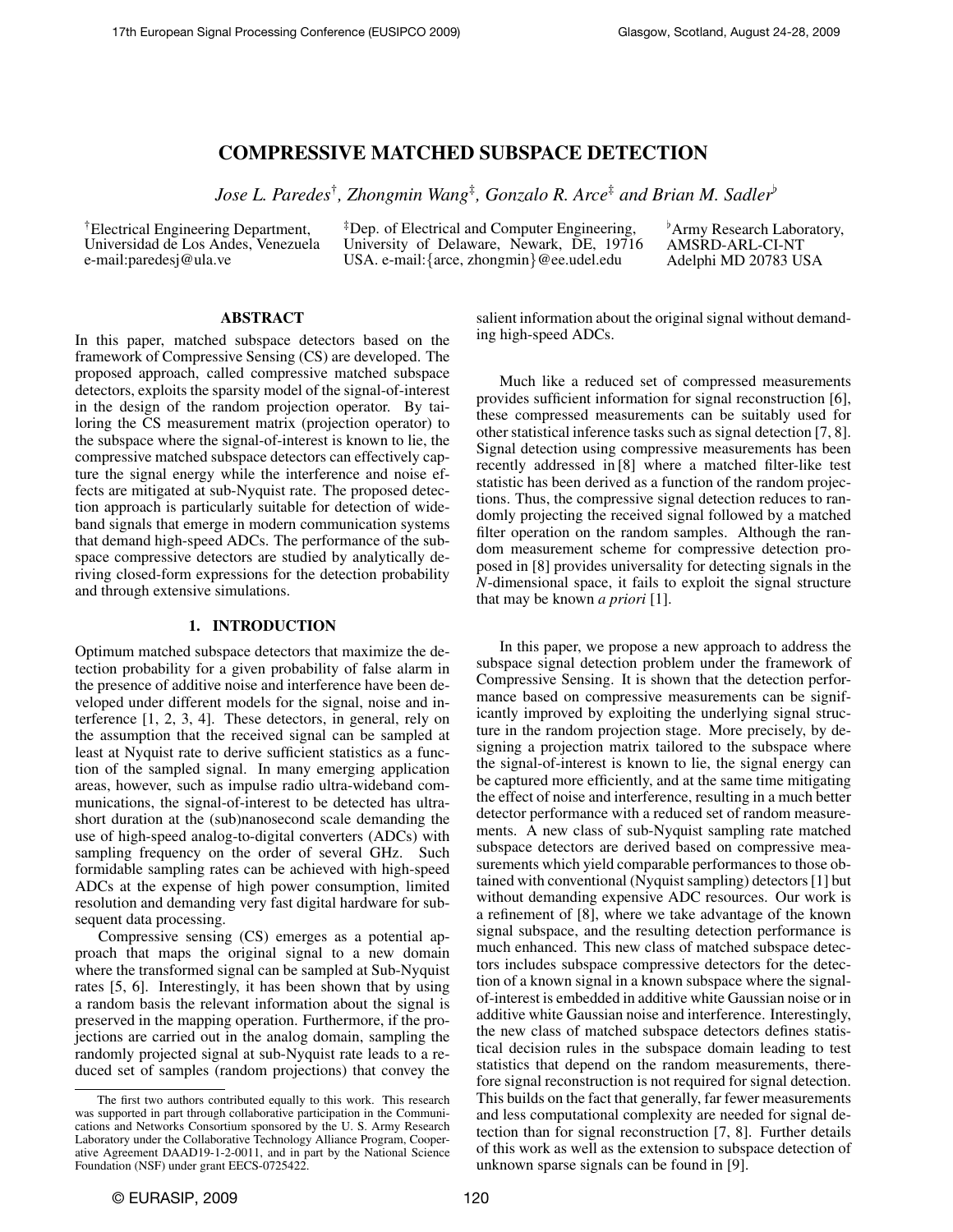# COMPRESSIVE MATCHED SUBSPACE DETECTION

*Jose L. Paredes*[†]*, Zhongmin Wang*[‡]*, Gonzalo R. Arce*[‡] *and Brian M. Sadler*[♭]

[†]Electrical Engineering Department, Universidad de Los Andes, Venezuela e-mail:paredesj@ula.ve

[‡]Dep. of Electrical and Computer Engineering, University of Delaware, Newark, DE, 19716 USA. e-mail:{arce, zhongmin}@ee.udel.edu

[♭]Army Research Laboratory, AMSRD-ARL-CI-NT Adelphi MD 20783 USA

## ABSTRACT

In this paper, matched subspace detectors based on the framework of Compressive Sensing (CS) are developed. The proposed approach, called compressive matched subspace detectors, exploits the sparsity model of the signal-of-interest in the design of the random projection operator. By tailoring the CS measurement matrix (projection operator) to the subspace where the signal-of-interest is known to lie, the compressive matched subspace detectors can effectively capture the signal energy while the interference and noise effects are mitigated at sub-Nyquist rate. The proposed detection approach is particularly suitable for detection of wideband signals that emerge in modern communication systems that demand high-speed ADCs. The performance of the subspace compressive detectors are studied by analytically deriving closed-form expressions for the detection probability and through extensive simulations.

## 1. INTRODUCTION

Optimum matched subspace detectors that maximize the detection probability for a given probability of false alarm in the presence of additive noise and interference have been developed under different models for the signal, noise and interference [1, 2, 3, 4]. These detectors, in general, rely on the assumption that the received signal can be sampled at least at Nyquist rate to derive sufficient statistics as a function of the sampled signal. In many emerging application areas, however, such as impulse radio ultra-wideband communications, the signal-of-interest to be detected has ultra-short duration at the (sub)nanosecond scale demanding the use of high-speed analog-to-digital converters (ADCs) with sampling frequency on the order of several GHz. Such formidable sampling rates can be achieved with high-speed ADCs at the expense of high power consumption, limited resolution and demanding very fast digital hardware for subsequent data processing.

Compressive sensing (CS) emerges as a potential approach that maps the original signal to a new domain where the transformed signal can be sampled at Sub-Nyquist rates [5, 6]. Interestingly, it has been shown that by using a random basis the relevant information about the signal is preserved in the mapping operation. Furthermore, if the projections are carried out in the analog domain, sampling the randomly projected signal at sub-Nyquist rate leads to a reduced set of samples (random projections) that convey the salient information about the original signal without demanding high-speed ADCs.

Much like a reduced set of compressed measurements provides sufficient information for signal reconstruction [6], these compressed measurements can be suitably used for other statistical inference tasks such as signal detection [7, 8]. Signal detection using compressive measurements has been recently addressed in [8] where a matched filter-like test statistic has been derived as a function of the random projections. Thus, the compressive signal detection reduces to randomly projecting the received signal followed by a matched filter operation on the random samples. Although the random measurement scheme for compressive detection proposed in [8] provides universality for detecting signals in the $N$-dimensional space, it fails to exploit the signal structure that may be known *a priori* [1].

In this paper, we propose a new approach to address the subspace signal detection problem under the framework of Compressive Sensing. It is shown that the detection performance based on compressive measurements can be significantly improved by exploiting the underlying signal structure in the random projection stage. More precisely, by designing a projection matrix tailored to the subspace where the signal-of-interest is known to lie, the signal energy can be captured more efficiently, and at the same time mitigating the effect of noise and interference, resulting in a much better detector performance with a reduced set of random measurements. A new class of sub-Nyquist sampling rate matched subspace detectors are derived based on compressive measurements which yield comparable performances to those obtained with conventional (Nyquist sampling) detectors [1] but without demanding expensive ADC resources. Our work is a refinement of [8], where we take advantage of the known signal subspace, and the resulting detection performance is much enhanced. This new class of matched subspace detectors includes subspace compressive detectors for the detection of a known signal in a known subspace where the signal-of-interest is embedded in additive white Gaussian noise or in additive white Gaussian noise and interference. Interestingly, the new class of matched subspace detectors defines statistical decision rules in the subspace domain leading to test statistics that depend on the random measurements, therefore signal reconstruction is not required for signal detection. This builds on the fact that generally, far fewer measurements and less computational complexity are needed for signal detection than for signal reconstruction [7, 8]. Further details of this work as well as the extension to subspace detection of unknown sparse signals can be found in [9].

The first two authors contributed equally to this work. This research was supported in part through collaborative participation in the Communications and Networks Consortium sponsored by the U. S. Army Research Laboratory under the Collaborative Technology Alliance Program, Cooperative Agreement DAAD19-1-2-0011, and in part by the National Science Foundation (NSF) under grant EECS-0725422.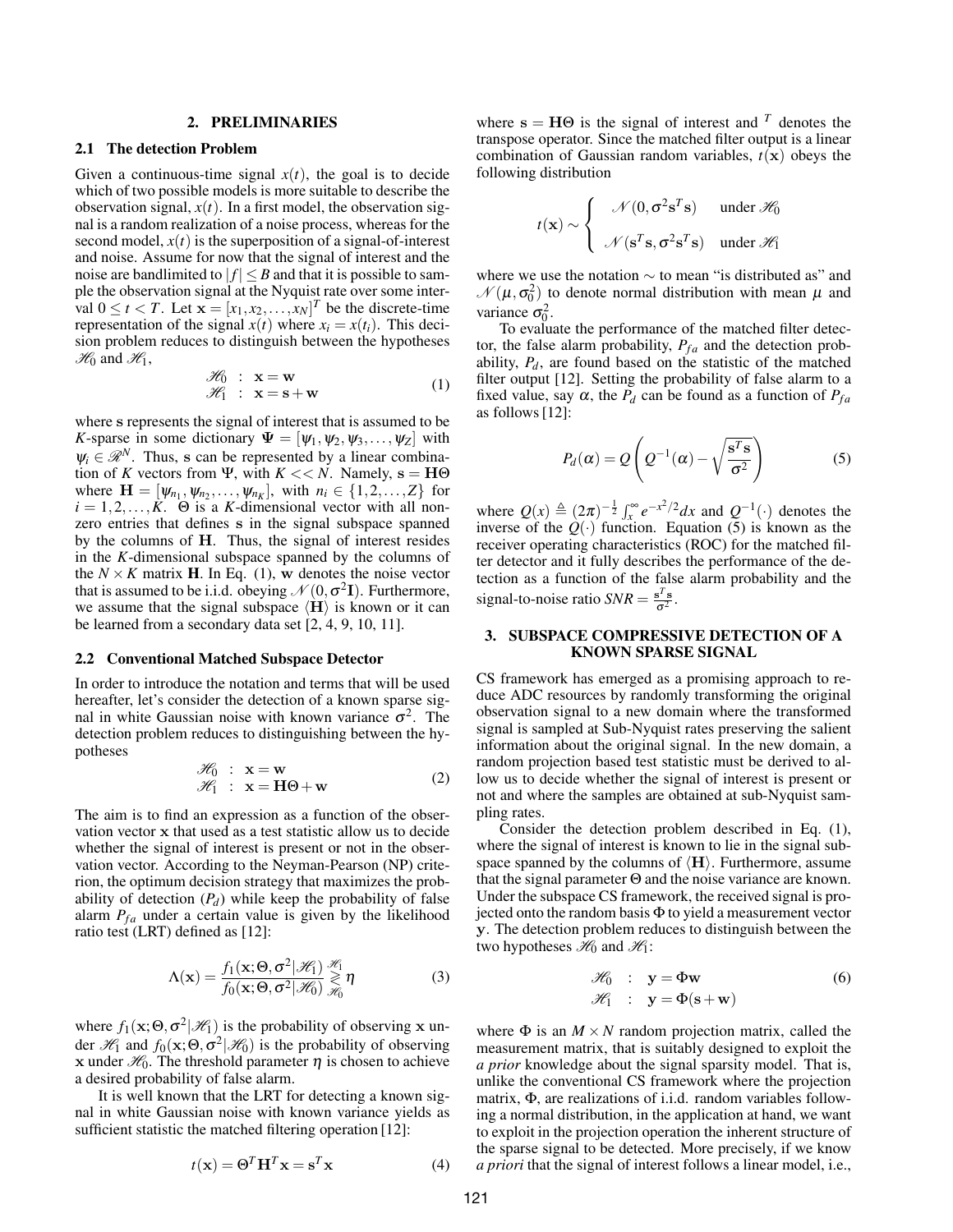## 2. PRELIMINARIES

### 2.1 The detection Problem

Given a continuous-time signal $x(t)$, the goal is to decide which of two possible models is more suitable to describe the observation signal, $x(t)$. In a first model, the observation signal is a random realization of a noise process, whereas for the second model, $x(t)$ is the superposition of a signal-of-interest and noise. Assume for now that the signal of interest and the noise are bandlimited to $|f| \leq B$ and that it is possible to sample the observation signal at the Nyquist rate over some interval $0 \leq t < T$. Let $\mathbf{x} = [x_1, x_2, \ldots, x_N]^T$ be the discrete-time representation of the signal $x(t)$ where $x_i = x(t_i)$. This decision problem reduces to distinguish between the hypotheses $\mathscr{H}_0$ and $\mathscr{H}_1$,

$$
\begin{array}{lcl}
\mathscr{H}_0 & : & \mathbf{x} = \mathbf{w} \\
\mathscr{H}_1 & : & \mathbf{x} = \mathbf{s} + \mathbf{w}
\end{array}
\tag{1}
$$

where $\mathbf{s}$ represents the signal of interest that is assumed to be $K$-sparse in some dictionary $\Psi = [\psi_1, \psi_2, \psi_3, \ldots, \psi_Z]$ with $\psi_i \in \mathscr{R}^N$. Thus, $\mathbf{s}$ can be represented by a linear combination of $K$ vectors from $\Psi$, with $K << N$. Namely, $\mathbf{s} = \mathbf{H}\Theta$ where $\mathbf{H} = [\psi_{n_1}, \psi_{n_2}, \ldots, \psi_{n_K}]$, with $n_i \in \{1, 2, \ldots, Z\}$ for $i = 1, 2, \ldots, K$. $\Theta$ is a $K$-dimensional vector with all nonzero entries that defines $\mathbf{s}$ in the signal subspace spanned by the columns of $\mathbf{H}$. Thus, the signal of interest resides in the $K$-dimensional subspace spanned by the columns of the $N \times K$ matrix $\mathbf{H}$. In Eq. (1), $\mathbf{w}$ denotes the noise vector that is assumed to be i.i.d. obeying $\mathscr{N}(0, \sigma^2 \mathbf{I})$. Furthermore, we assume that the signal subspace $\langle \mathbf{H} \rangle$ is known or it can be learned from a secondary data set [2, 4, 9, 10, 11].

### 2.2 Conventional Matched Subspace Detector

In order to introduce the notation and terms that will be used hereafter, let's consider the detection of a known sparse signal in white Gaussian noise with known variance $\sigma^2$. The detection problem reduces to distinguishing between the hypotheses

$$
\begin{array}{lcl}
\mathscr{H}_0 & : & \mathbf{x} = \mathbf{w} \\
\mathscr{H}_1 & : & \mathbf{x} = \mathbf{H}\Theta + \mathbf{w}
\end{array}
\tag{2}
$$

The aim is to find an expression as a function of the observation vector $\mathbf{x}$ that used as a test statistic allow us to decide whether the signal of interest is present or not in the observation vector. According to the Neyman-Pearson (NP) criterion, the optimum decision strategy that maximizes the probability of detection ($P_d$) while keep the probability of false alarm $P_{fa}$ under a certain value is given by the likelihood ratio test (LRT) defined as [12]:

$$
\Lambda(\mathbf{x}) = \frac{f_1(\mathbf{x}; \Theta, \sigma^2 | \mathscr{H}_1)}{f_0(\mathbf{x}; \Theta, \sigma^2 | \mathscr{H}_0)} \underset{\mathscr{H}_0}{\overset{\mathscr{H}_1}{\gtrless}} \eta
\tag{3}
$$

where $f_1(\mathbf{x}; \Theta, \sigma^2 | \mathscr{H}_1)$ is the probability of observing $\mathbf{x}$ under $\mathscr{H}_1$ and $f_0(\mathbf{x}; \Theta, \sigma^2 | \mathscr{H}_0)$ is the probability of observing $\mathbf{x}$ under $\mathscr{H}_0$. The threshold parameter $\eta$ is chosen to achieve a desired probability of false alarm.

It is well known that the LRT for detecting a known signal in white Gaussian noise with known variance yields as sufficient statistic the matched filtering operation [12]:

$$
t(\mathbf{x}) = \Theta^T \mathbf{H}^T \mathbf{x} = \mathbf{s}^T \mathbf{x}
\tag{4}
$$

where $\mathbf{s} = \mathbf{H}\Theta$ is the signal of interest and $^T$ denotes the transpose operator. Since the matched filter output is a linear combination of Gaussian random variables, $t(\mathbf{x})$ obeys the following distribution

$$
t(\mathbf{x}) \sim \left\{
\begin{array}{ll}
\mathscr{N}(0, \sigma^2 \mathbf{s}^T \mathbf{s}) & \text{under } \mathscr{H}_0 \\
\mathscr{N}(\mathbf{s}^T \mathbf{s}, \sigma^2 \mathbf{s}^T \mathbf{s}) & \text{under } \mathscr{H}_1
\end{array}
\right.
$$

where we use the notation $\sim$ to mean "is distributed as" and $\mathscr{N}(\mu, \sigma_0^2)$ to denote normal distribution with mean $\mu$ and variance $\sigma_0^2$.

To evaluate the performance of the matched filter detector, the false alarm probability, $P_{fa}$ and the detection probability, $P_d$, are found based on the statistic of the matched filter output [12]. Setting the probability of false alarm to a fixed value, say $\alpha$, the $P_d$ can be found as a function of $P_{fa}$ as follows [12]:

$$
P_d(\alpha) = Q\left( Q^{-1}(\alpha) - \sqrt{\frac{\mathbf{s}^T \mathbf{s}}{\sigma^2}} \right)
\tag{5}
$$

where $Q(x) \triangleq (2\pi)^{-\frac{1}{2}} \int_x^\infty e^{-x^2/2} dx$ and $Q^{-1}(\cdot)$ denotes the inverse of the $Q(\cdot)$ function. Equation (5) is known as the receiver operating characteristics (ROC) for the matched filter detector and it fully describes the performance of the detection as a function of the false alarm probability and the signal-to-noise ratio $SNR = \frac{\mathbf{s}^T \mathbf{s}}{\sigma^2}$.

## 3. SUBSPACE COMPRESSIVE DETECTION OF A KNOWN SPARSE SIGNAL

CS framework has emerged as a promising approach to reduce ADC resources by randomly transforming the original observation signal to a new domain where the transformed signal is sampled at Sub-Nyquist rates preserving the salient information about the original signal. In the new domain, a random projection based test statistic must be derived to allow us to decide whether the signal of interest is present or not and where the samples are obtained at sub-Nyquist sampling rates.

Consider the detection problem described in Eq. (1), where the signal of interest is known to lie in the signal subspace spanned by the columns of $\langle \mathbf{H} \rangle$. Furthermore, assume that the signal parameter $\Theta$ and the noise variance are known. Under the subspace CS framework, the received signal is projected onto the random basis $\Phi$ to yield a measurement vector $\mathbf{y}$. The detection problem reduces to distinguish between the two hypotheses $\mathscr{H}_0$ and $\mathscr{H}_1$:

$$
\begin{array}{lcl}
\mathscr{H}_0 & : & \mathbf{y} = \Phi \mathbf{w} \\
\mathscr{H}_1 & : & \mathbf{y} = \Phi(\mathbf{s} + \mathbf{w})
\end{array}
\tag{6}
$$

where $\Phi$ is an $M \times N$ random projection matrix, called the measurement matrix, that is suitably designed to exploit the *a prior* knowledge about the signal sparsity model. That is, unlike the conventional CS framework where the projection matrix, $\Phi$, are realizations of i.i.d. random variables following a normal distribution, in the application at hand, we want to exploit in the projection operation the inherent structure of the sparse signal to be detected. More precisely, if we know *a priori* that the signal of interest follows a linear model, i.e.,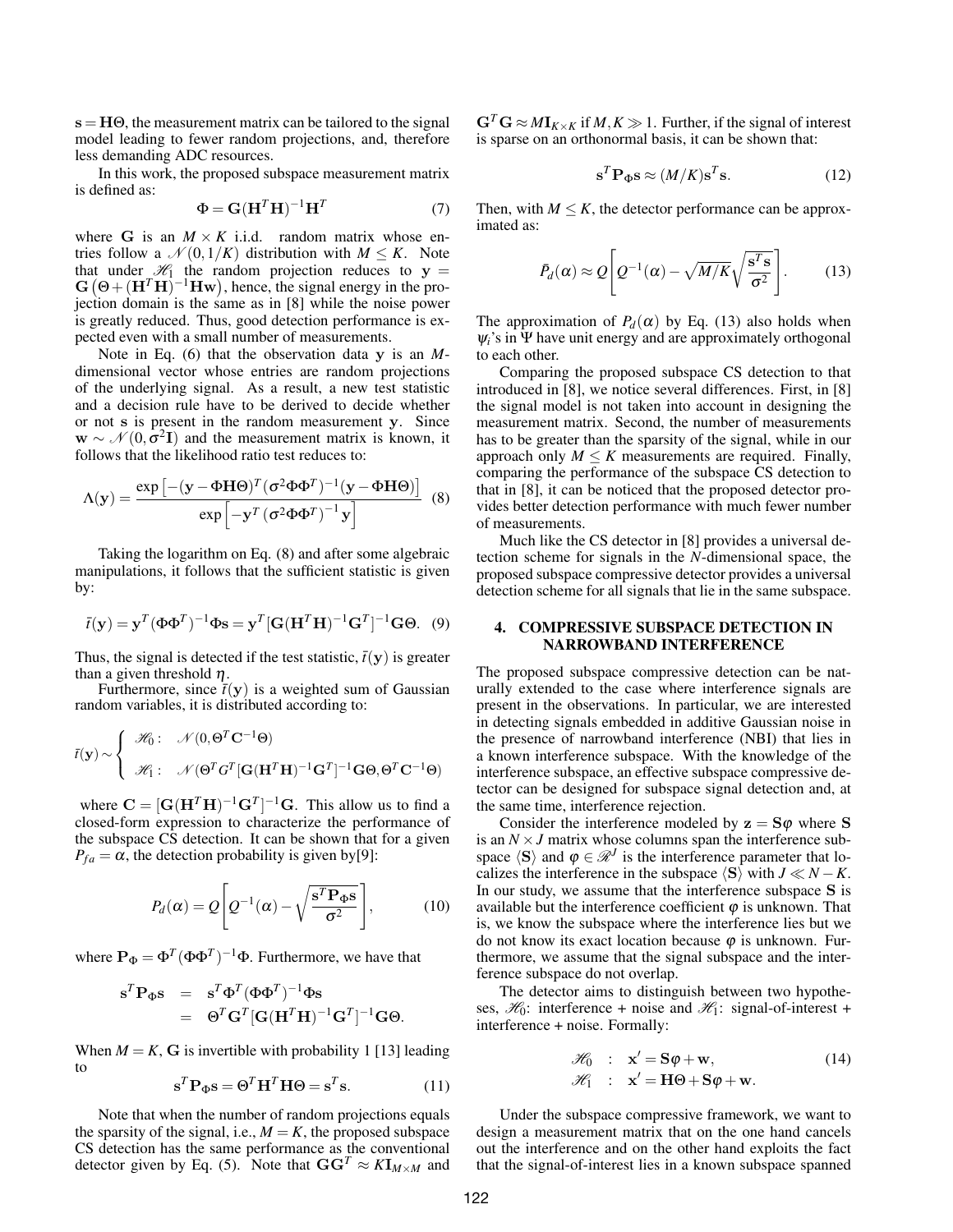$\mathbf{s} = \mathbf{H}\Theta$, the measurement matrix can be tailored to the signal model leading to fewer random projections, and, therefore less demanding ADC resources.

In this work, the proposed subspace measurement matrix is defined as:

$$\Phi = \mathbf{G}(\mathbf{H}^T\mathbf{H})^{-1}\mathbf{H}^T \tag{7}$$

where $\mathbf{G}$ is an $M \times K$ i.i.d. random matrix whose entries follow a $\mathcal{N}(0, 1/K)$ distribution with $M \leq K$. Note that under $\mathcal{H}_1$ the random projection reduces to $\mathbf{y} = \mathbf{G}\left(\Theta + (\mathbf{H}^T\mathbf{H})^{-1}\mathbf{H}\mathbf{w}\right)$, hence, the signal energy in the projection domain is the same as in [8] while the noise power is greatly reduced. Thus, good detection performance is expected even with a small number of measurements.

Note in Eq. (6) that the observation data $\mathbf{y}$ is an $M$-dimensional vector whose entries are random projections of the underlying signal. As a result, a new test statistic and a decision rule have to be derived to decide whether or not $\mathbf{s}$ is present in the random measurement $\mathbf{y}$. Since $\mathbf{w} \sim \mathcal{N}(0, \sigma^2\mathbf{I})$ and the measurement matrix is known, it follows that the likelihood ratio test reduces to:

$$\Lambda(\mathbf{y}) = \frac{\exp\left[-(\mathbf{y}-\Phi\mathbf{H}\Theta)^T(\sigma^2\Phi\Phi^T)^{-1}(\mathbf{y}-\Phi\mathbf{H}\Theta)\right]}{\exp\left[-\mathbf{y}^T\left(\sigma^2\Phi\Phi^T\right)^{-1}\mathbf{y}\right]} \tag{8}$$

Taking the logarithm on Eq. (8) and after some algebraic manipulations, it follows that the sufficient statistic is given by:

$$\bar{t}(\mathbf{y}) = \mathbf{y}^T(\Phi\Phi^T)^{-1}\Phi\mathbf{s} = \mathbf{y}^T[\mathbf{G}(\mathbf{H}^T\mathbf{H})^{-1}\mathbf{G}^T]^{-1}\mathbf{G}\Theta. \tag{9}$$

Thus, the signal is detected if the test statistic, $\bar{t}(\mathbf{y})$ is greater than a given threshold $\eta$.

Furthermore, since $\bar{t}(\mathbf{y})$ is a weighted sum of Gaussian random variables, it is distributed according to:

$$\bar{t}(\mathbf{y}) \sim \begin{cases} \mathcal{H}_0: & \mathcal{N}(0, \Theta^T\mathbf{C}^{-1}\Theta) \\ \mathcal{H}_1: & \mathcal{N}(\Theta^T G^T[\mathbf{G}(\mathbf{H}^T\mathbf{H})^{-1}\mathbf{G}^T]^{-1}\mathbf{G}\Theta, \Theta^T\mathbf{C}^{-1}\Theta) \end{cases}$$

where $\mathbf{C} = [\mathbf{G}(\mathbf{H}^T\mathbf{H})^{-1}\mathbf{G}^T]^{-1}\mathbf{G}$. This allow us to find a closed-form expression to characterize the performance of the subspace CS detection. It can be shown that for a given $P_{fa} = \alpha$, the detection probability is given by[9]:

$$P_d(\alpha) = Q\left[Q^{-1}(\alpha) - \sqrt{\frac{\mathbf{s}^T\mathbf{P}_\Phi\mathbf{s}}{\sigma^2}}\right], \tag{10}$$

where $\mathbf{P}_\Phi = \Phi^T(\Phi\Phi^T)^{-1}\Phi$. Furthermore, we have that

$$\begin{aligned} \mathbf{s}^T\mathbf{P}_\Phi\mathbf{s} &= \mathbf{s}^T\Phi^T(\Phi\Phi^T)^{-1}\Phi\mathbf{s} \\ &= \Theta^T\mathbf{G}^T[\mathbf{G}(\mathbf{H}^T\mathbf{H})^{-1}\mathbf{G}^T]^{-1}\mathbf{G}\Theta. \end{aligned}$$

When $M = K$, $\mathbf{G}$ is invertible with probability 1 [13] leading to

$$\mathbf{s}^T\mathbf{P}_\Phi\mathbf{s} = \Theta^T\mathbf{H}^T\mathbf{H}\Theta = \mathbf{s}^T\mathbf{s}. \tag{11}$$

Note that when the number of random projections equals the sparsity of the signal, i.e., $M = K$, the proposed subspace CS detection has the same performance as the conventional detector given by Eq. (5). Note that $\mathbf{G}\mathbf{G}^T \approx K\mathbf{I}_{M\times M}$ and $\mathbf{G}^T\mathbf{G} \approx M\mathbf{I}_{K\times K}$ if $M, K \gg 1$. Further, if the signal of interest is sparse on an orthonormal basis, it can be shown that:

$$\mathbf{s}^T\mathbf{P}_\Phi\mathbf{s} \approx (M/K)\mathbf{s}^T\mathbf{s}. \tag{12}$$

Then, with $M \leq K$, the detector performance can be approximated as:

$$\bar{P}_d(\alpha) \approx Q\left[Q^{-1}(\alpha) - \sqrt{M/K}\sqrt{\frac{\mathbf{s}^T\mathbf{s}}{\sigma^2}}\right]. \tag{13}$$

The approximation of $P_d(\alpha)$ by Eq. (13) also holds when $\psi_i$'s in $\Psi$ have unit energy and are approximately orthogonal to each other.

Comparing the proposed subspace CS detection to that introduced in [8], we notice several differences. First, in [8] the signal model is not taken into account in designing the measurement matrix. Second, the number of measurements has to be greater than the sparsity of the signal, while in our approach only $M \leq K$ measurements are required. Finally, comparing the performance of the subspace CS detection to that in [8], it can be noticed that the proposed detector provides better detection performance with much fewer number of measurements.

Much like the CS detector in [8] provides a universal detection scheme for signals in the $N$-dimensional space, the proposed subspace compressive detector provides a universal detection scheme for all signals that lie in the same subspace.

## 4. COMPRESSIVE SUBSPACE DETECTION IN NARROWBAND INTERFERENCE

The proposed subspace compressive detection can be naturally extended to the case where interference signals are present in the observations. In particular, we are interested in detecting signals embedded in additive Gaussian noise in the presence of narrowband interference (NBI) that lies in a known interference subspace. With the knowledge of the interference subspace, an effective subspace compressive detector can be designed for subspace signal detection and, at the same time, interference rejection.

Consider the interference modeled by $\mathbf{z} = \mathbf{S}\varphi$ where $\mathbf{S}$ is an $N \times J$ matrix whose columns span the interference subspace $\langle\mathbf{S}\rangle$ and $\varphi \in \mathscr{R}^J$ is the interference parameter that localizes the interference in the subspace $\langle\mathbf{S}\rangle$ with $J \ll N - K$. In our study, we assume that the interference subspace $\mathbf{S}$ is available but the interference coefficient $\varphi$ is unknown. That is, we know the subspace where the interference lies but we do not know its exact location because $\varphi$ is unknown. Furthermore, we assume that the signal subspace and the interference subspace do not overlap.

The detector aims to distinguish between two hypotheses, $\mathcal{H}_0$: interference + noise and $\mathcal{H}_1$: signal-of-interest + interference + noise. Formally:

$$\begin{aligned} \mathcal{H}_0 &: \quad \mathbf{x}' = \mathbf{S}\varphi + \mathbf{w}, \\ \mathcal{H}_1 &: \quad \mathbf{x}' = \mathbf{H}\Theta + \mathbf{S}\varphi + \mathbf{w}. \end{aligned} \tag{14}$$

Under the subspace compressive framework, we want to design a measurement matrix that on the one hand cancels out the interference and on the other hand exploits the fact that the signal-of-interest lies in a known subspace spanned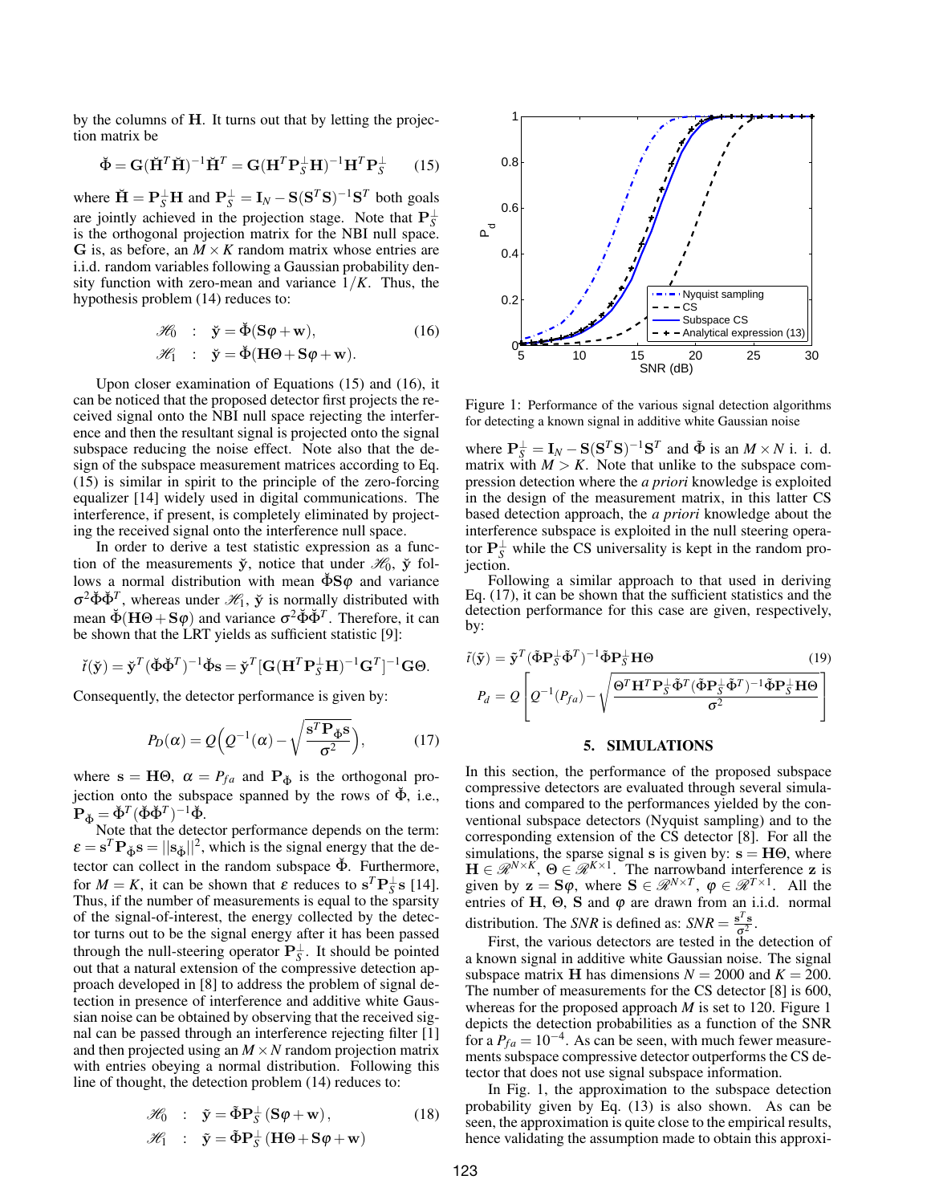by the columns of $\mathbf{H}$. It turns out that by letting the projection matrix be

$$\check{\Phi} = \mathbf{G}(\check{\mathbf{H}}^T\check{\mathbf{H}})^{-1}\check{\mathbf{H}}^T = \mathbf{G}(\mathbf{H}^T\mathbf{P}_S^{\perp}\mathbf{H})^{-1}\mathbf{H}^T\mathbf{P}_S^{\perp} \quad (15)$$

where $\check{\mathbf{H}} = \mathbf{P}_S^{\perp}\mathbf{H}$ and $\mathbf{P}_S^{\perp} = \mathbf{I}_N - \mathbf{S}(\mathbf{S}^T\mathbf{S})^{-1}\mathbf{S}^T$ both goals are jointly achieved in the projection stage. Note that $\mathbf{P}_S^{\perp}$ is the orthogonal projection matrix for the NBI null space. $\mathbf{G}$ is, as before, an $M\times K$ random matrix whose entries are i.i.d. random variables following a Gaussian probability density function with zero-mean and variance $1/K$. Thus, the hypothesis problem (14) reduces to:

$$\begin{aligned} \mathscr{H}_0 &: \quad \check{\mathbf{y}} = \check{\Phi}(\mathbf{S}\varphi + \mathbf{w}), \\ \mathscr{H}_1 &: \quad \check{\mathbf{y}} = \check{\Phi}(\mathbf{H}\Theta + \mathbf{S}\varphi + \mathbf{w}). \end{aligned} \quad (16)$$

Upon closer examination of Equations (15) and (16), it can be noticed that the proposed detector first projects the received signal onto the NBI null space rejecting the interference and then the resultant signal is projected onto the signal subspace reducing the noise effect. Note also that the design of the subspace measurement matrices according to Eq. (15) is similar in spirit to the principle of the zero-forcing equalizer [14] widely used in digital communications. The interference, if present, is completely eliminated by projecting the received signal onto the interference null space.

In order to derive a test statistic expression as a function of the measurements $\check{\mathbf{y}}$, notice that under $\mathscr{H}_0$, $\check{\mathbf{y}}$ follows a normal distribution with mean $\check{\Phi}\mathbf{S}\varphi$ and variance $\sigma^2\check{\Phi}\check{\Phi}^T$, whereas under $\mathscr{H}_1$, $\check{\mathbf{y}}$ is normally distributed with mean $\check{\Phi}(\mathbf{H}\Theta + \mathbf{S}\varphi)$ and variance $\sigma^2\check{\Phi}\check{\Phi}^T$. Therefore, it can be shown that the LRT yields as sufficient statistic [9]:

$$\check{t}(\check{\mathbf{y}}) = \check{\mathbf{y}}^T(\check{\Phi}\check{\Phi}^T)^{-1}\check{\Phi}\mathbf{s} = \check{\mathbf{y}}^T[\mathbf{G}(\mathbf{H}^T\mathbf{P}_S^{\perp}\mathbf{H})^{-1}\mathbf{G}^T]^{-1}\mathbf{G}\Theta.$$

Consequently, the detector performance is given by:

$$P_D(\alpha) = Q\Big(Q^{-1}(\alpha) - \sqrt{\frac{\mathbf{s}^T\mathbf{P}_{\check{\Phi}}\mathbf{s}}{\sigma^2}}\Big), \quad (17)$$

where $\mathbf{s} = \mathbf{H}\Theta$, $\alpha = P_{fa}$ and $\mathbf{P}_{\check{\Phi}}$ is the orthogonal projection onto the subspace spanned by the rows of $\check{\Phi}$, i.e., $\mathbf{P}_{\check{\Phi}} = \check{\Phi}^T(\check{\Phi}\check{\Phi}^T)^{-1}\check{\Phi}$.

Note that the detector performance depends on the term: $\varepsilon = \mathbf{s}^T\mathbf{P}_{\check{\Phi}}\mathbf{s} = ||\mathbf{s}_{\check{\Phi}}||^2$, which is the signal energy that the detector can collect in the random subspace $\check{\Phi}$. Furthermore, for $M = K$, it can be shown that $\varepsilon$ reduces to $\mathbf{s}^T\mathbf{P}_S^{\perp}\mathbf{s}$ [14]. Thus, if the number of measurements is equal to the sparsity of the signal-of-interest, the energy collected by the detector turns out to be the signal energy after it has been passed through the null-steering operator $\mathbf{P}_S^{\perp}$. It should be pointed out that a natural extension of the compressive detection approach developed in [8] to address the problem of signal detection in presence of interference and additive white Gaussian noise can be obtained by observing that the received signal can be passed through an interference rejecting filter [1] and then projected using an $M\times N$ random projection matrix with entries obeying a normal distribution. Following this line of thought, the detection problem (14) reduces to:

$$\begin{aligned} \mathscr{H}_0 &: \quad \tilde{\mathbf{y}} = \tilde{\Phi}\mathbf{P}_S^{\perp}(\mathbf{S}\varphi + \mathbf{w}), \\ \mathscr{H}_1 &: \quad \tilde{\mathbf{y}} = \tilde{\Phi}\mathbf{P}_S^{\perp}(\mathbf{H}\Theta + \mathbf{S}\varphi + \mathbf{w}) \end{aligned} \quad (18)$$

Figure 1: Performance of the various signal detection algorithms for detecting a known signal in additive white Gaussian noise

where $\mathbf{P}_S^{\perp} = \mathbf{I}_N - \mathbf{S}(\mathbf{S}^T\mathbf{S})^{-1}\mathbf{S}^T$ and $\tilde{\Phi}$ is an $M\times N$ i. i. d. matrix with $M > K$. Note that unlike to the subspace compression detection where the *a priori* knowledge is exploited in the design of the measurement matrix, in this latter CS based detection approach, the *a priori* knowledge about the interference subspace is exploited in the null steering operator $\mathbf{P}_S^{\perp}$ while the CS universality is kept in the random projection.

Following a similar approach to that used in deriving Eq. (17), it can be shown that the sufficient statistics and the detection performance for this case are given, respectively, by:

$$\tilde{t}(\tilde{\mathbf{y}}) = \tilde{\mathbf{y}}^T(\tilde{\Phi}\mathbf{P}_S^{\perp}\tilde{\Phi}^T)^{-1}\tilde{\Phi}\mathbf{P}_S^{\perp}\mathbf{H}\Theta \quad (19)$$

$$P_d = Q\left[Q^{-1}(P_{fa}) - \sqrt{\frac{\Theta^T\mathbf{H}^T\mathbf{P}_S^{\perp}\tilde{\Phi}^T(\tilde{\Phi}\mathbf{P}_S^{\perp}\tilde{\Phi}^T)^{-1}\tilde{\Phi}\mathbf{P}_S^{\perp}\mathbf{H}\Theta}{\sigma^2}}\right]$$

## 5. SIMULATIONS

In this section, the performance of the proposed subspace compressive detectors are evaluated through several simulations and compared to the performances yielded by the conventional subspace detectors (Nyquist sampling) and to the corresponding extension of the CS detector [8]. For all the simulations, the sparse signal $\mathbf{s}$ is given by: $\mathbf{s} = \mathbf{H}\Theta$, where $\mathbf{H} \in \mathscr{R}^{N\times K}$, $\Theta \in \mathscr{R}^{K\times 1}$. The narrowband interference $\mathbf{z}$ is given by $\mathbf{z} = \mathbf{S}\varphi$, where $\mathbf{S} \in \mathscr{R}^{N\times T}$, $\varphi \in \mathscr{R}^{T\times 1}$. All the entries of $\mathbf{H}$, $\Theta$, $\mathbf{S}$ and $\varphi$ are drawn from an i.i.d. normal distribution. The *SNR* is defined as: $SNR = \frac{\mathbf{s}^T\mathbf{s}}{\sigma^2}$.

First, the various detectors are tested in the detection of a known signal in additive white Gaussian noise. The signal subspace matrix $\mathbf{H}$ has dimensions $N = 2000$ and $K = 200$. The number of measurements for the CS detector [8] is 600, whereas for the proposed approach $M$ is set to 120. Figure 1 depicts the detection probabilities as a function of the SNR for a $P_{fa} = 10^{-4}$. As can be seen, with much fewer measurements subspace compressive detector outperforms the CS detector that does not use signal subspace information.

In Fig. 1, the approximation to the subspace detection probability given by Eq. (13) is also shown. As can be seen, the approximation is quite close to the empirical results, hence validating the assumption made to obtain this approxi-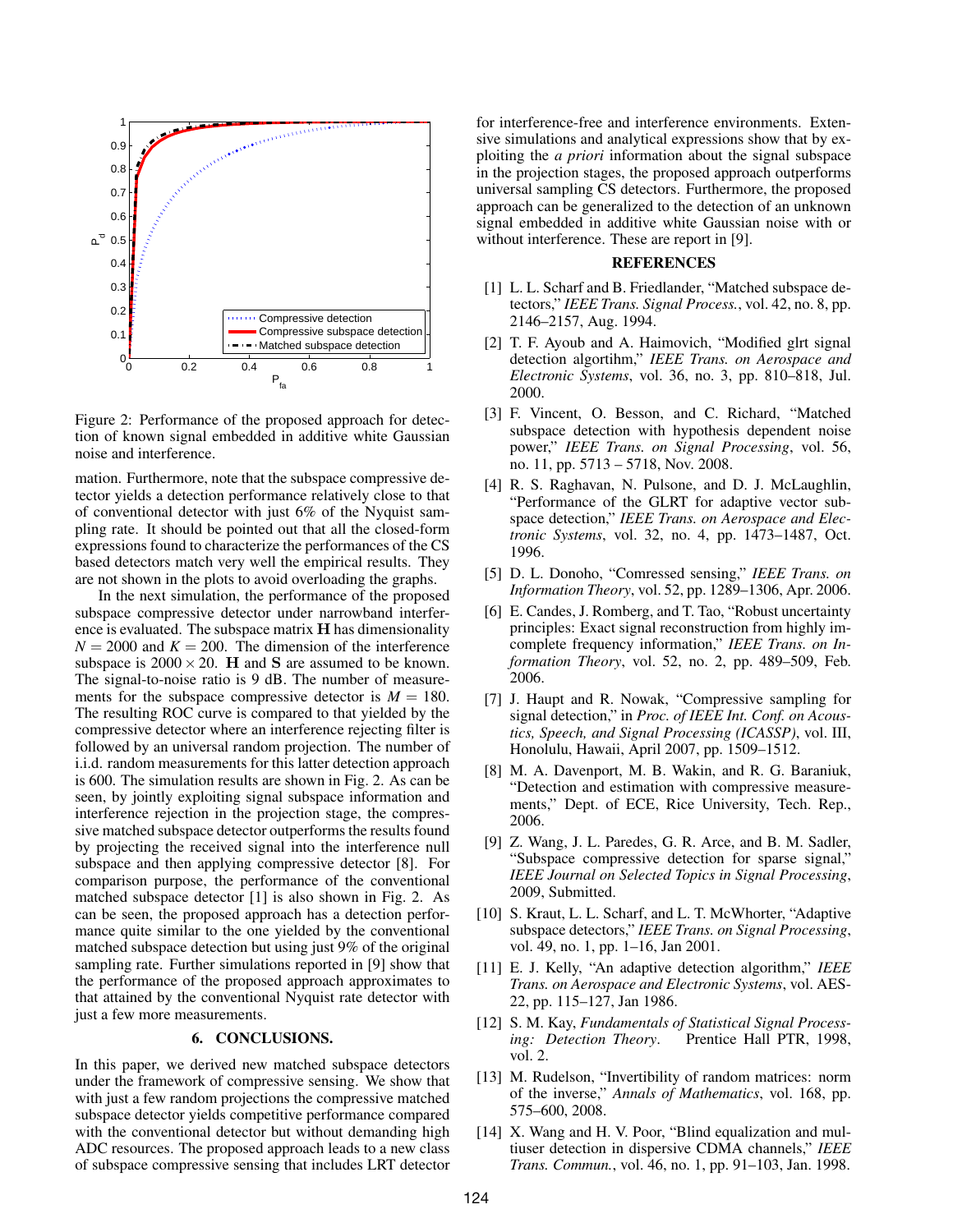1
0.9
0.8
0.7
0.6
$P_d$ 0.5
0.4
0.3
0.2
0.1
0
0 0.2 0.4 0.6 0.8 1
$P_{fa}$

Compressive detection
Compressive subspace detection
Matched subspace detection

Figure 2: Performance of the proposed approach for detection of known signal embedded in additive white Gaussian noise and interference.

mation. Furthermore, note that the subspace compressive detector yields a detection performance relatively close to that of conventional detector with just 6% of the Nyquist sampling rate. It should be pointed out that all the closed-form expressions found to characterize the performances of the CS based detectors match very well the empirical results. They are not shown in the plots to avoid overloading the graphs.

In the next simulation, the performance of the proposed subspace compressive detector under narrowband interference is evaluated. The subspace matrix $\mathbf{H}$ has dimensionality $N = 2000$ and $K = 200$. The dimension of the interference subspace is $2000 \times 20$. $\mathbf{H}$ and $\mathbf{S}$ are assumed to be known. The signal-to-noise ratio is 9 dB. The number of measurements for the subspace compressive detector is $M = 180$. The resulting ROC curve is compared to that yielded by the compressive detector where an interference rejecting filter is followed by an universal random projection. The number of i.i.d. random measurements for this latter detection approach is 600. The simulation results are shown in Fig. 2. As can be seen, by jointly exploiting signal subspace information and interference rejection in the projection stage, the compressive matched subspace detector outperforms the results found by projecting the received signal into the interference null subspace and then applying compressive detector [8]. For comparison purpose, the performance of the conventional matched subspace detector [1] is also shown in Fig. 2. As can be seen, the proposed approach has a detection performance quite similar to the one yielded by the conventional matched subspace detection but using just 9% of the original sampling rate. Further simulations reported in [9] show that the performance of the proposed approach approximates to that attained by the conventional Nyquist rate detector with just a few more measurements.

## 6. CONCLUSIONS.

In this paper, we derived new matched subspace detectors under the framework of compressive sensing. We show that with just a few random projections the compressive matched subspace detector yields competitive performance compared with the conventional detector but without demanding high ADC resources. The proposed approach leads to a new class of subspace compressive sensing that includes LRT detector for interference-free and interference environments. Extensive simulations and analytical expressions show that by exploiting the *a priori* information about the signal subspace in the projection stages, the proposed approach outperforms universal sampling CS detectors. Furthermore, the proposed approach can be generalized to the detection of an unknown signal embedded in additive white Gaussian noise with or without interference. These are report in [9].

## REFERENCES

[1] L. L. Scharf and B. Friedlander, "Matched subspace detectors," *IEEE Trans. Signal Process.*, vol. 42, no. 8, pp. 2146–2157, Aug. 1994.

[2] T. F. Ayoub and A. Haimovich, "Modified glrt signal detection algortihm," *IEEE Trans. on Aerospace and Electronic Systems*, vol. 36, no. 3, pp. 810–818, Jul. 2000.

[3] F. Vincent, O. Besson, and C. Richard, "Matched subspace detection with hypothesis dependent noise power," *IEEE Trans. on Signal Processing*, vol. 56, no. 11, pp. 5713 – 5718, Nov. 2008.

[4] R. S. Raghavan, N. Pulsone, and D. J. McLaughlin, "Performance of the GLRT for adaptive vector subspace detection," *IEEE Trans. on Aerospace and Electronic Systems*, vol. 32, no. 4, pp. 1473–1487, Oct. 1996.

[5] D. L. Donoho, "Comressed sensing," *IEEE Trans. on Information Theory*, vol. 52, pp. 1289–1306, Apr. 2006.

[6] E. Candes, J. Romberg, and T. Tao, "Robust uncertainty principles: Exact signal reconstruction from highly incomplete frequency information," *IEEE Trans. on Information Theory*, vol. 52, no. 2, pp. 489–509, Feb. 2006.

[7] J. Haupt and R. Nowak, "Compressive sampling for signal detection," in *Proc. of IEEE Int. Conf. on Acoustics, Speech, and Signal Processing (ICASSP)*, vol. III, Honolulu, Hawaii, April 2007, pp. 1509–1512.

[8] M. A. Davenport, M. B. Wakin, and R. G. Baraniuk, "Detection and estimation with compressive measurements," Dept. of ECE, Rice University, Tech. Rep., 2006.

[9] Z. Wang, J. L. Paredes, G. R. Arce, and B. M. Sadler, "Subspace compressive detection for sparse signal," *IEEE Journal on Selected Topics in Signal Processing*, 2009, Submitted.

[10] S. Kraut, L. L. Scharf, and L. T. McWhorter, "Adaptive subspace detectors," *IEEE Trans. on Signal Processing*, vol. 49, no. 1, pp. 1–16, Jan 2001.

[11] E. J. Kelly, "An adaptive detection algorithm," *IEEE Trans. on Aerospace and Electronic Systems*, vol. AES-22, pp. 115–127, Jan 1986.

[12] S. M. Kay, *Fundamentals of Statistical Signal Processing: Detection Theory*. Prentice Hall PTR, 1998, vol. 2.

[13] M. Rudelson, "Invertibility of random matrices: norm of the inverse," *Annals of Mathematics*, vol. 168, pp. 575–600, 2008.

[14] X. Wang and H. V. Poor, "Blind equalization and multiuser detection in dispersive CDMA channels," *IEEE Trans. Commun.*, vol. 46, no. 1, pp. 91–103, Jan. 1998.